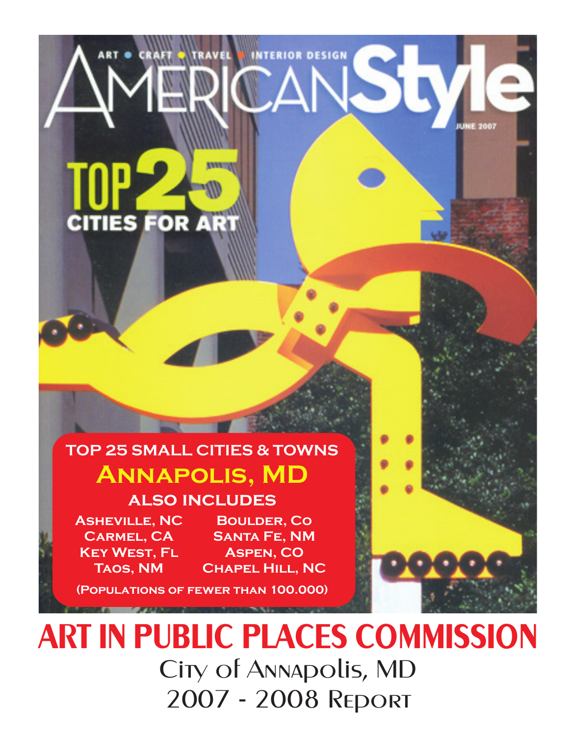ART ● CRAFT ● TRAVEL ● INTERIOR DESIGN

# AMERICAN Style

JUNE 2007

## TOP 25 CITIES FOR ART

**TOP 25 SMALL CITIES & TOWNS**

**ANNAPOLIS, MD**

**ALSO INCLUDES**

| | |
|---|---|
| ASHEVILLE, NC | BOULDER, CO |
| CARMEL, CA | SANTA FE, NM |
| KEY WEST, FL | ASPEN, CO |
| TAOS, NM | CHAPEL HILL, NC |

(POPULATIONS OF FEWER THAN 100.000)

# ART IN PUBLIC PLACES COMMISSION

City of Annapolis, MD

2007 - 2008 Report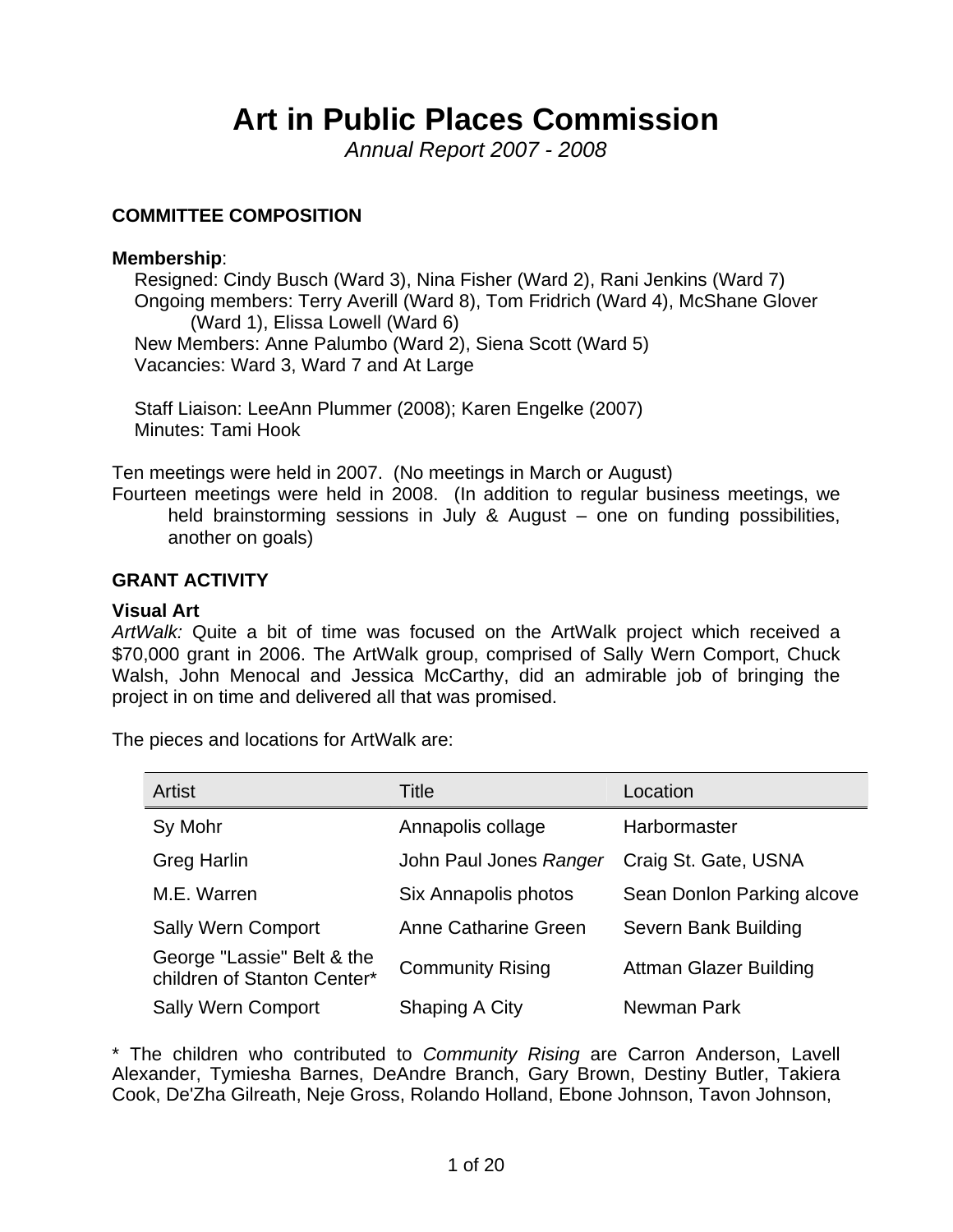# Art in Public Places Commission

*Annual Report 2007 - 2008*

## COMMITTEE COMPOSITION

**Membership**:

Resigned: Cindy Busch (Ward 3), Nina Fisher (Ward 2), Rani Jenkins (Ward 7)
Ongoing members: Terry Averill (Ward 8), Tom Fridrich (Ward 4), McShane Glover (Ward 1), Elissa Lowell (Ward 6)
New Members: Anne Palumbo (Ward 2), Siena Scott (Ward 5)
Vacancies: Ward 3, Ward 7 and At Large

Staff Liaison: LeeAnn Plummer (2008); Karen Engelke (2007)
Minutes: Tami Hook

Ten meetings were held in 2007. (No meetings in March or August)
Fourteen meetings were held in 2008. (In addition to regular business meetings, we held brainstorming sessions in July & August – one on funding possibilities, another on goals)

## GRANT ACTIVITY

### Visual Art

*ArtWalk:* Quite a bit of time was focused on the ArtWalk project which received a $70,000 grant in 2006. The ArtWalk group, comprised of Sally Wern Comport, Chuck Walsh, John Menocal and Jessica McCarthy, did an admirable job of bringing the project in on time and delivered all that was promised.

The pieces and locations for ArtWalk are:

| Artist | Title | Location |
|---|---|---|
| Sy Mohr | Annapolis collage | Harbormaster |
| Greg Harlin | John Paul Jones *Ranger* | Craig St. Gate, USNA |
| M.E. Warren | Six Annapolis photos | Sean Donlon Parking alcove |
| Sally Wern Comport | Anne Catharine Green | Severn Bank Building |
| George "Lassie" Belt & the children of Stanton Center* | Community Rising | Attman Glazer Building |
| Sally Wern Comport | Shaping A City | Newman Park |

* The children who contributed to *Community Rising* are Carron Anderson, Lavell Alexander, Tymiesha Barnes, DeAndre Branch, Gary Brown, Destiny Butler, Takiera Cook, De'Zha Gilreath, Neje Gross, Rolando Holland, Ebone Johnson, Tavon Johnson,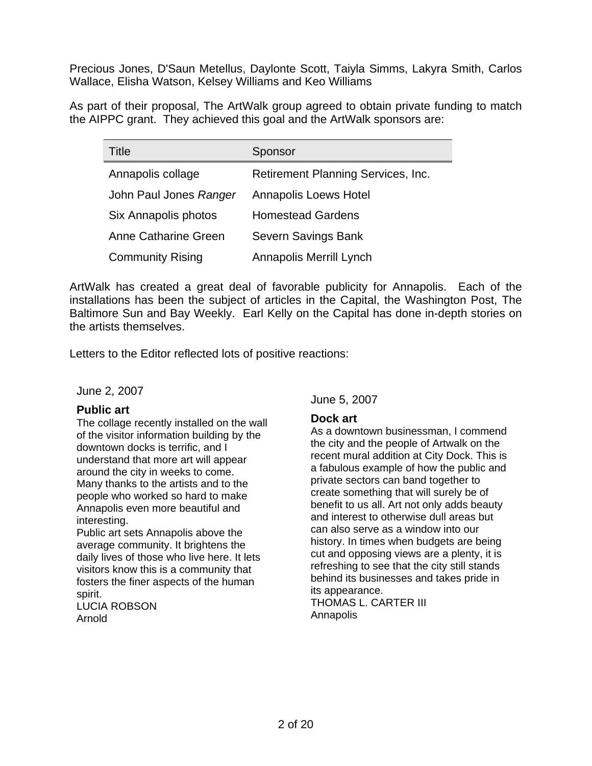Precious Jones, D'Saun Metellus, Daylonte Scott, Taiyla Simms, Lakyra Smith, Carlos Wallace, Elisha Watson, Kelsey Williams and Keo Williams

As part of their proposal, The ArtWalk group agreed to obtain private funding to match the AIPPC grant. They achieved this goal and the ArtWalk sponsors are:

| Title | Sponsor |
|---|---|
| Annapolis collage | Retirement Planning Services, Inc. |
| John Paul Jones *Ranger* | Annapolis Loews Hotel |
| Six Annapolis photos | Homestead Gardens |
| Anne Catharine Green | Severn Savings Bank |
| Community Rising | Annapolis Merrill Lynch |

ArtWalk has created a great deal of favorable publicity for Annapolis. Each of the installations has been the subject of articles in the Capital, the Washington Post, The Baltimore Sun and Bay Weekly. Earl Kelly on the Capital has done in-depth stories on the artists themselves.

Letters to the Editor reflected lots of positive reactions:

June 2, 2007

**Public art**

The collage recently installed on the wall of the visitor information building by the downtown docks is terrific, and I understand that more art will appear around the city in weeks to come. Many thanks to the artists and to the people who worked so hard to make Annapolis even more beautiful and interesting.

Public art sets Annapolis above the average community. It brightens the daily lives of those who live here. It lets visitors know this is a community that fosters the finer aspects of the human spirit.

LUCIA ROBSON
Arnold

June 5, 2007

**Dock art**

As a downtown businessman, I commend the city and the people of Artwalk on the recent mural addition at City Dock. This is a fabulous example of how the public and private sectors can band together to create something that will surely be of benefit to us all. Art not only adds beauty and interest to otherwise dull areas but can also serve as a window into our history. In times when budgets are being cut and opposing views are a plenty, it is refreshing to see that the city still stands behind its businesses and takes pride in its appearance.

THOMAS L. CARTER III
Annapolis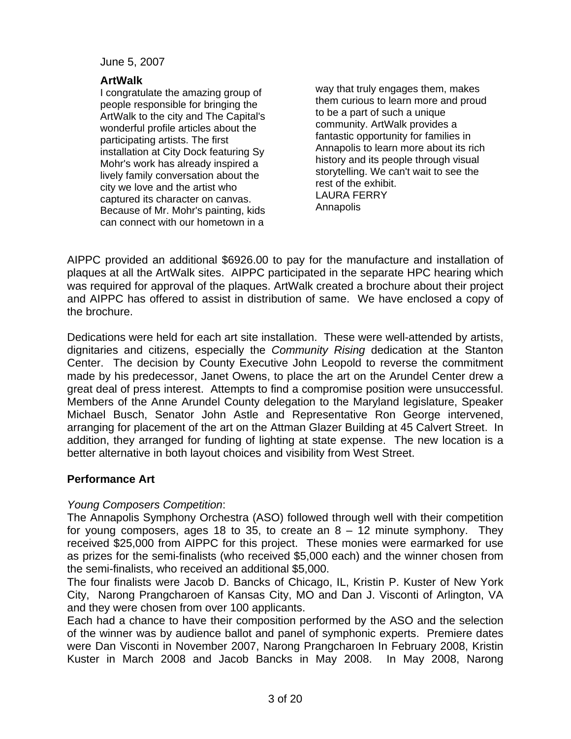June 5, 2007

**ArtWalk**

I congratulate the amazing group of people responsible for bringing the ArtWalk to the city and The Capital's wonderful profile articles about the participating artists. The first installation at City Dock featuring Sy Mohr's work has already inspired a lively family conversation about the city we love and the artist who captured its character on canvas. Because of Mr. Mohr's painting, kids can connect with our hometown in a way that truly engages them, makes them curious to learn more and proud to be a part of such a unique community. ArtWalk provides a fantastic opportunity for families in Annapolis to learn more about its rich history and its people through visual storytelling. We can't wait to see the rest of the exhibit.
LAURA FERRY
Annapolis

AIPPC provided an additional $6926.00 to pay for the manufacture and installation of plaques at all the ArtWalk sites. AIPPC participated in the separate HPC hearing which was required for approval of the plaques. ArtWalk created a brochure about their project and AIPPC has offered to assist in distribution of same. We have enclosed a copy of the brochure.

Dedications were held for each art site installation. These were well-attended by artists, dignitaries and citizens, especially the *Community Rising* dedication at the Stanton Center. The decision by County Executive John Leopold to reverse the commitment made by his predecessor, Janet Owens, to place the art on the Arundel Center drew a great deal of press interest. Attempts to find a compromise position were unsuccessful. Members of the Anne Arundel County delegation to the Maryland legislature, Speaker Michael Busch, Senator John Astle and Representative Ron George intervened, arranging for placement of the art on the Attman Glazer Building at 45 Calvert Street. In addition, they arranged for funding of lighting at state expense. The new location is a better alternative in both layout choices and visibility from West Street.

## Performance Art

*Young Composers Competition*:
The Annapolis Symphony Orchestra (ASO) followed through well with their competition for young composers, ages 18 to 35, to create an 8 – 12 minute symphony. They received $25,000 from AIPPC for this project. These monies were earmarked for use as prizes for the semi-finalists (who received $5,000 each) and the winner chosen from the semi-finalists, who received an additional $5,000.
The four finalists were Jacob D. Bancks of Chicago, IL, Kristin P. Kuster of New York City, Narong Prangcharoen of Kansas City, MO and Dan J. Visconti of Arlington, VA and they were chosen from over 100 applicants.
Each had a chance to have their composition performed by the ASO and the selection of the winner was by audience ballot and panel of symphonic experts. Premiere dates were Dan Visconti in November 2007, Narong Prangcharoen In February 2008, Kristin Kuster in March 2008 and Jacob Bancks in May 2008. In May 2008, Narong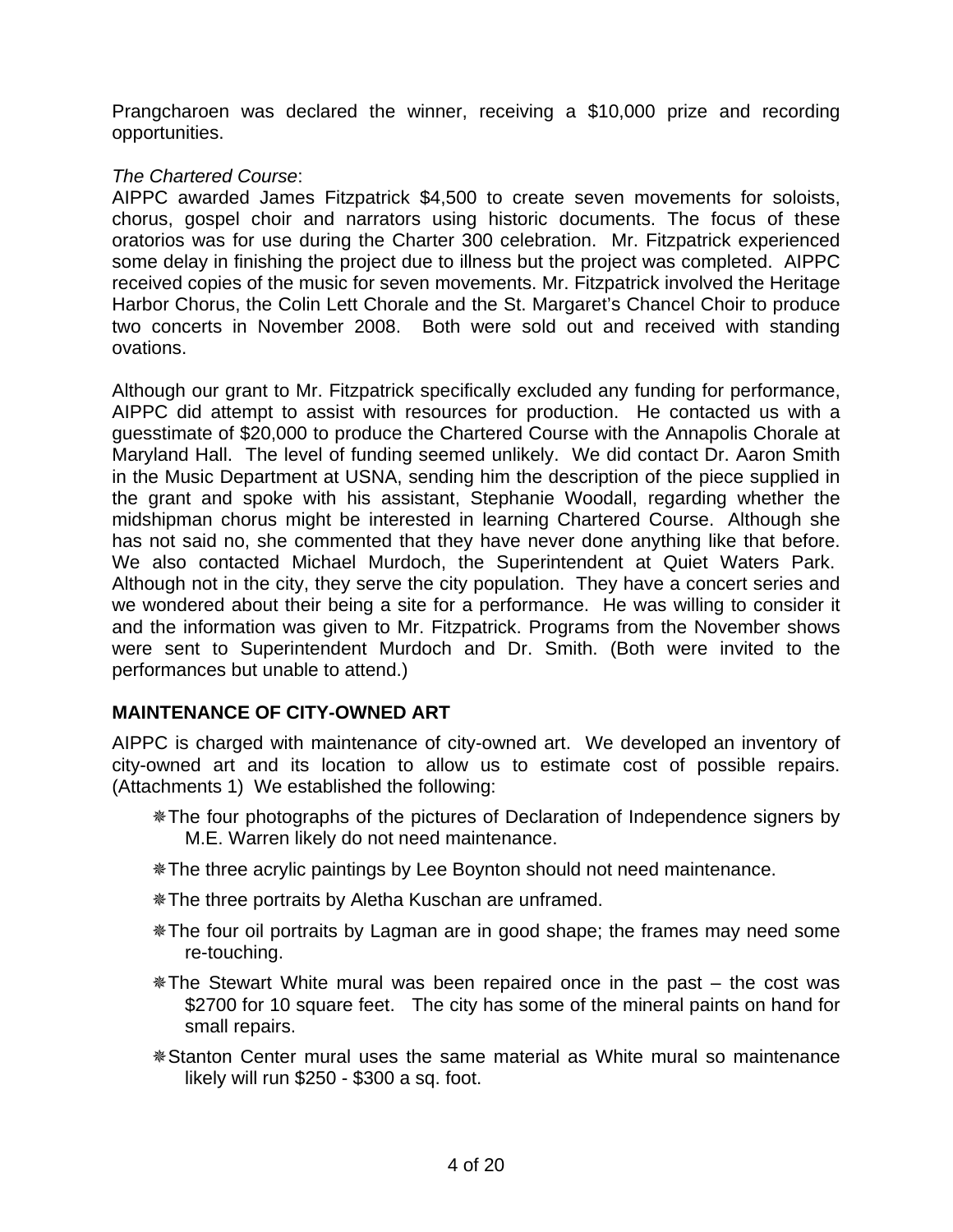Prangcharoen was declared the winner, receiving a $10,000 prize and recording opportunities.

*The Chartered Course*:

AIPPC awarded James Fitzpatrick $4,500 to create seven movements for soloists, chorus, gospel choir and narrators using historic documents. The focus of these oratorios was for use during the Charter 300 celebration. Mr. Fitzpatrick experienced some delay in finishing the project due to illness but the project was completed. AIPPC received copies of the music for seven movements. Mr. Fitzpatrick involved the Heritage Harbor Chorus, the Colin Lett Chorale and the St. Margaret's Chancel Choir to produce two concerts in November 2008. Both were sold out and received with standing ovations.

Although our grant to Mr. Fitzpatrick specifically excluded any funding for performance, AIPPC did attempt to assist with resources for production. He contacted us with a guesstimate of $20,000 to produce the Chartered Course with the Annapolis Chorale at Maryland Hall. The level of funding seemed unlikely. We did contact Dr. Aaron Smith in the Music Department at USNA, sending him the description of the piece supplied in the grant and spoke with his assistant, Stephanie Woodall, regarding whether the midshipman chorus might be interested in learning Chartered Course. Although she has not said no, she commented that they have never done anything like that before. We also contacted Michael Murdoch, the Superintendent at Quiet Waters Park. Although not in the city, they serve the city population. They have a concert series and we wondered about their being a site for a performance. He was willing to consider it and the information was given to Mr. Fitzpatrick. Programs from the November shows were sent to Superintendent Murdoch and Dr. Smith. (Both were invited to the performances but unable to attend.)

## MAINTENANCE OF CITY-OWNED ART

AIPPC is charged with maintenance of city-owned art. We developed an inventory of city-owned art and its location to allow us to estimate cost of possible repairs. (Attachments 1) We established the following:

- The four photographs of the pictures of Declaration of Independence signers by M.E. Warren likely do not need maintenance.
- The three acrylic paintings by Lee Boynton should not need maintenance.
- The three portraits by Aletha Kuschan are unframed.
- The four oil portraits by Lagman are in good shape; the frames may need some re-touching.
- The Stewart White mural was been repaired once in the past – the cost was $2700 for 10 square feet. The city has some of the mineral paints on hand for small repairs.
- Stanton Center mural uses the same material as White mural so maintenance likely will run $250 - $300 a sq. foot.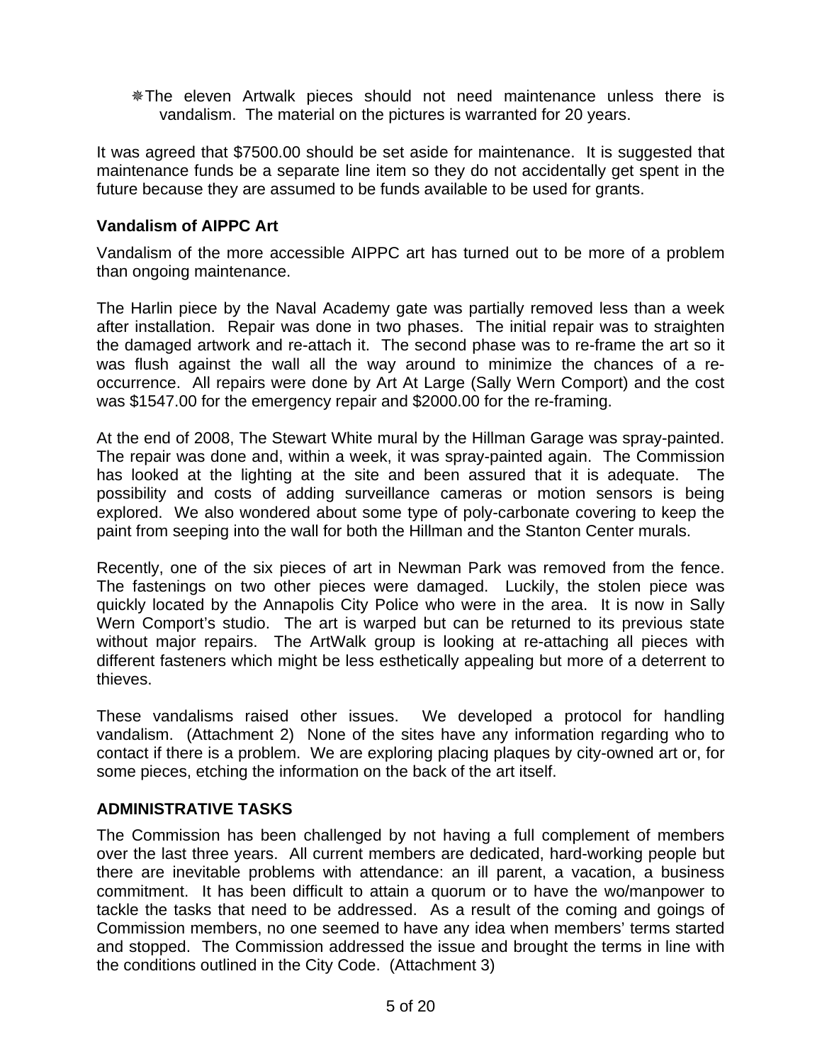- The eleven Artwalk pieces should not need maintenance unless there is vandalism. The material on the pictures is warranted for 20 years.

It was agreed that $7500.00 should be set aside for maintenance. It is suggested that maintenance funds be a separate line item so they do not accidentally get spent in the future because they are assumed to be funds available to be used for grants.

### Vandalism of AIPPC Art

Vandalism of the more accessible AIPPC art has turned out to be more of a problem than ongoing maintenance.

The Harlin piece by the Naval Academy gate was partially removed less than a week after installation. Repair was done in two phases. The initial repair was to straighten the damaged artwork and re-attach it. The second phase was to re-frame the art so it was flush against the wall all the way around to minimize the chances of a re-occurrence. All repairs were done by Art At Large (Sally Wern Comport) and the cost was $1547.00 for the emergency repair and $2000.00 for the re-framing.

At the end of 2008, The Stewart White mural by the Hillman Garage was spray-painted. The repair was done and, within a week, it was spray-painted again. The Commission has looked at the lighting at the site and been assured that it is adequate. The possibility and costs of adding surveillance cameras or motion sensors is being explored. We also wondered about some type of poly-carbonate covering to keep the paint from seeping into the wall for both the Hillman and the Stanton Center murals.

Recently, one of the six pieces of art in Newman Park was removed from the fence. The fastenings on two other pieces were damaged. Luckily, the stolen piece was quickly located by the Annapolis City Police who were in the area. It is now in Sally Wern Comport's studio. The art is warped but can be returned to its previous state without major repairs. The ArtWalk group is looking at re-attaching all pieces with different fasteners which might be less esthetically appealing but more of a deterrent to thieves.

These vandalisms raised other issues. We developed a protocol for handling vandalism. (Attachment 2) None of the sites have any information regarding who to contact if there is a problem. We are exploring placing plaques by city-owned art or, for some pieces, etching the information on the back of the art itself.

## ADMINISTRATIVE TASKS

The Commission has been challenged by not having a full complement of members over the last three years. All current members are dedicated, hard-working people but there are inevitable problems with attendance: an ill parent, a vacation, a business commitment. It has been difficult to attain a quorum or to have the wo/manpower to tackle the tasks that need to be addressed. As a result of the coming and goings of Commission members, no one seemed to have any idea when members' terms started and stopped. The Commission addressed the issue and brought the terms in line with the conditions outlined in the City Code. (Attachment 3)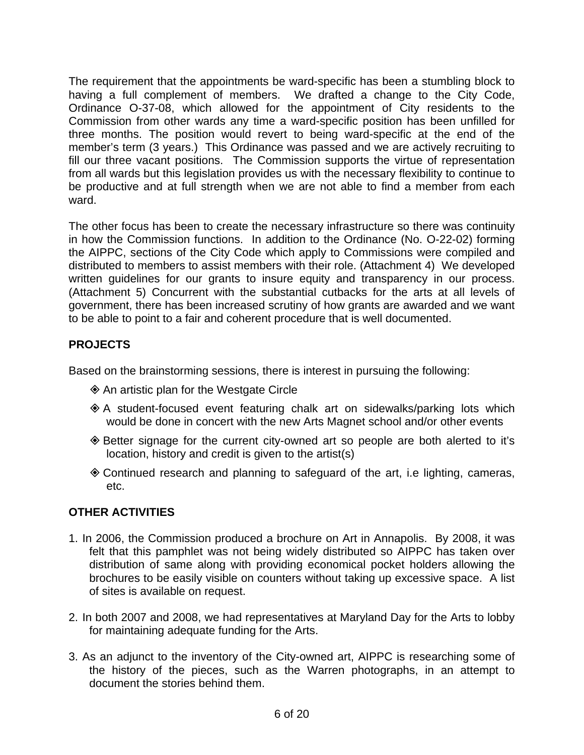The requirement that the appointments be ward-specific has been a stumbling block to having a full complement of members. We drafted a change to the City Code, Ordinance O-37-08, which allowed for the appointment of City residents to the Commission from other wards any time a ward-specific position has been unfilled for three months. The position would revert to being ward-specific at the end of the member's term (3 years.) This Ordinance was passed and we are actively recruiting to fill our three vacant positions. The Commission supports the virtue of representation from all wards but this legislation provides us with the necessary flexibility to continue to be productive and at full strength when we are not able to find a member from each ward.

The other focus has been to create the necessary infrastructure so there was continuity in how the Commission functions. In addition to the Ordinance (No. O-22-02) forming the AIPPC, sections of the City Code which apply to Commissions were compiled and distributed to members to assist members with their role. (Attachment 4) We developed written guidelines for our grants to insure equity and transparency in our process. (Attachment 5) Concurrent with the substantial cutbacks for the arts at all levels of government, there has been increased scrutiny of how grants are awarded and we want to be able to point to a fair and coherent procedure that is well documented.

**PROJECTS**

Based on the brainstorming sessions, there is interest in pursuing the following:

- An artistic plan for the Westgate Circle
- A student-focused event featuring chalk art on sidewalks/parking lots which would be done in concert with the new Arts Magnet school and/or other events
- Better signage for the current city-owned art so people are both alerted to it's location, history and credit is given to the artist(s)
- Continued research and planning to safeguard of the art, i.e lighting, cameras, etc.

**OTHER ACTIVITIES**

1. In 2006, the Commission produced a brochure on Art in Annapolis. By 2008, it was felt that this pamphlet was not being widely distributed so AIPPC has taken over distribution of same along with providing economical pocket holders allowing the brochures to be easily visible on counters without taking up excessive space. A list of sites is available on request.

2. In both 2007 and 2008, we had representatives at Maryland Day for the Arts to lobby for maintaining adequate funding for the Arts.

3. As an adjunct to the inventory of the City-owned art, AIPPC is researching some of the history of the pieces, such as the Warren photographs, in an attempt to document the stories behind them.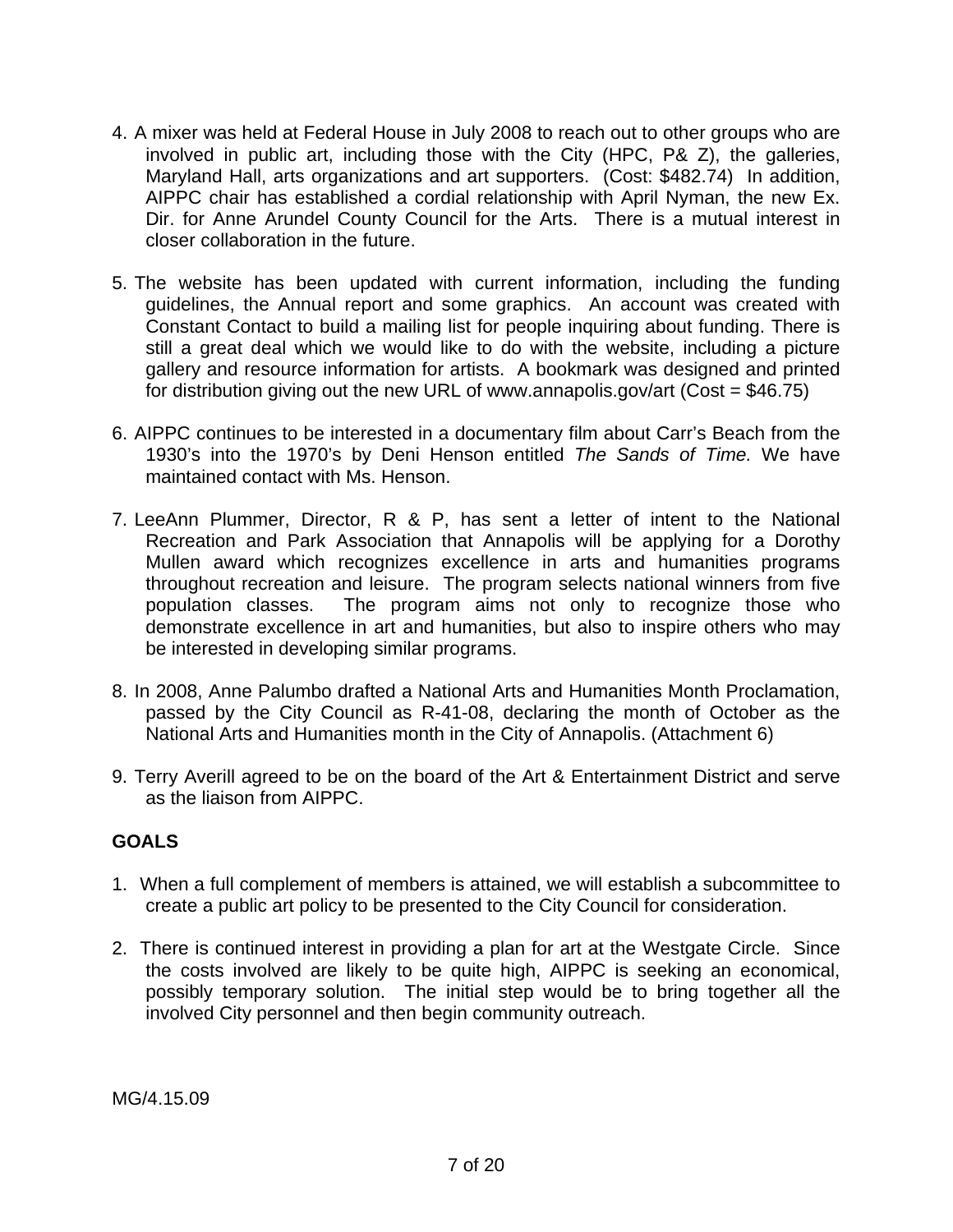4. A mixer was held at Federal House in July 2008 to reach out to other groups who are involved in public art, including those with the City (HPC, P& Z), the galleries, Maryland Hall, arts organizations and art supporters. (Cost: $482.74) In addition, AIPPC chair has established a cordial relationship with April Nyman, the new Ex. Dir. for Anne Arundel County Council for the Arts. There is a mutual interest in closer collaboration in the future.

5. The website has been updated with current information, including the funding guidelines, the Annual report and some graphics. An account was created with Constant Contact to build a mailing list for people inquiring about funding. There is still a great deal which we would like to do with the website, including a picture gallery and resource information for artists. A bookmark was designed and printed for distribution giving out the new URL of www.annapolis.gov/art (Cost = $46.75)

6. AIPPC continues to be interested in a documentary film about Carr's Beach from the 1930's into the 1970's by Deni Henson entitled *The Sands of Time.* We have maintained contact with Ms. Henson.

7. LeeAnn Plummer, Director, R & P, has sent a letter of intent to the National Recreation and Park Association that Annapolis will be applying for a Dorothy Mullen award which recognizes excellence in arts and humanities programs throughout recreation and leisure. The program selects national winners from five population classes. The program aims not only to recognize those who demonstrate excellence in art and humanities, but also to inspire others who may be interested in developing similar programs.

8. In 2008, Anne Palumbo drafted a National Arts and Humanities Month Proclamation, passed by the City Council as R-41-08, declaring the month of October as the National Arts and Humanities month in the City of Annapolis. (Attachment 6)

9. Terry Averill agreed to be on the board of the Art & Entertainment District and serve as the liaison from AIPPC.

**GOALS**

1. When a full complement of members is attained, we will establish a subcommittee to create a public art policy to be presented to the City Council for consideration.

2. There is continued interest in providing a plan for art at the Westgate Circle. Since the costs involved are likely to be quite high, AIPPC is seeking an economical, possibly temporary solution. The initial step would be to bring together all the involved City personnel and then begin community outreach.

MG/4.15.09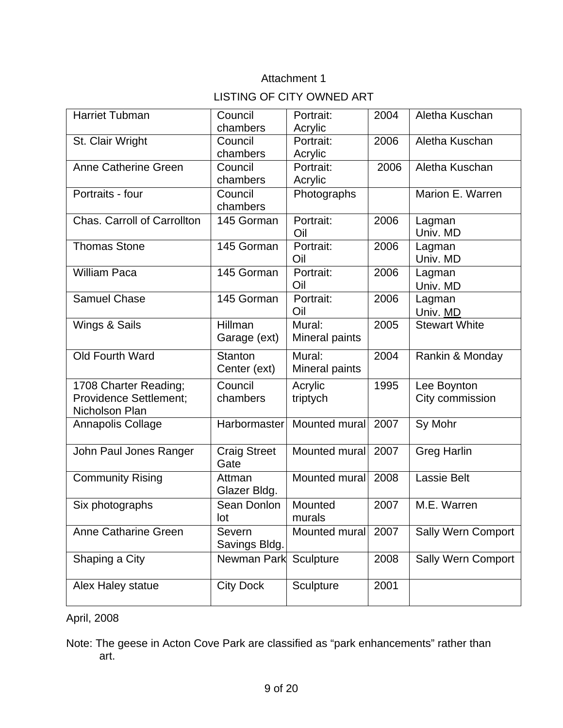Attachment 1

LISTING OF CITY OWNED ART

| | | | | |
|---|---|---|---|---|
| Harriet Tubman | Council chambers | Portrait: Acrylic | 2004 | Aletha Kuschan |
| St. Clair Wright | Council chambers | Portrait: Acrylic | 2006 | Aletha Kuschan |
| Anne Catherine Green | Council chambers | Portrait: Acrylic | 2006 | Aletha Kuschan |
| Portraits - four | Council chambers | Photographs | | Marion E. Warren |
| Chas. Carroll of Carrollton | 145 Gorman | Portrait: Oil | 2006 | Lagman Univ. MD |
| Thomas Stone | 145 Gorman | Portrait: Oil | 2006 | Lagman Univ. MD |
| William Paca | 145 Gorman | Portrait: Oil | 2006 | Lagman Univ. MD |
| Samuel Chase | 145 Gorman | Portrait: Oil | 2006 | Lagman Univ. MD |
| Wings & Sails | Hillman Garage (ext) | Mural: Mineral paints | 2005 | Stewart White |
| Old Fourth Ward | Stanton Center (ext) | Mural: Mineral paints | 2004 | Rankin & Monday |
| 1708 Charter Reading; Providence Settlement; Nicholson Plan | Council chambers | Acrylic triptych | 1995 | Lee Boynton City commission |
| Annapolis Collage | Harbormaster | Mounted mural | 2007 | Sy Mohr |
| John Paul Jones Ranger | Craig Street Gate | Mounted mural | 2007 | Greg Harlin |
| Community Rising | Attman Glazer Bldg. | Mounted mural | 2008 | Lassie Belt |
| Six photographs | Sean Donlon lot | Mounted murals | 2007 | M.E. Warren |
| Anne Catharine Green | Severn Savings Bldg. | Mounted mural | 2007 | Sally Wern Comport |
| Shaping a City | Newman Park | Sculpture | 2008 | Sally Wern Comport |
| Alex Haley statue | City Dock | Sculpture | 2001 | |

April, 2008

Note: The geese in Acton Cove Park are classified as "park enhancements" rather than art.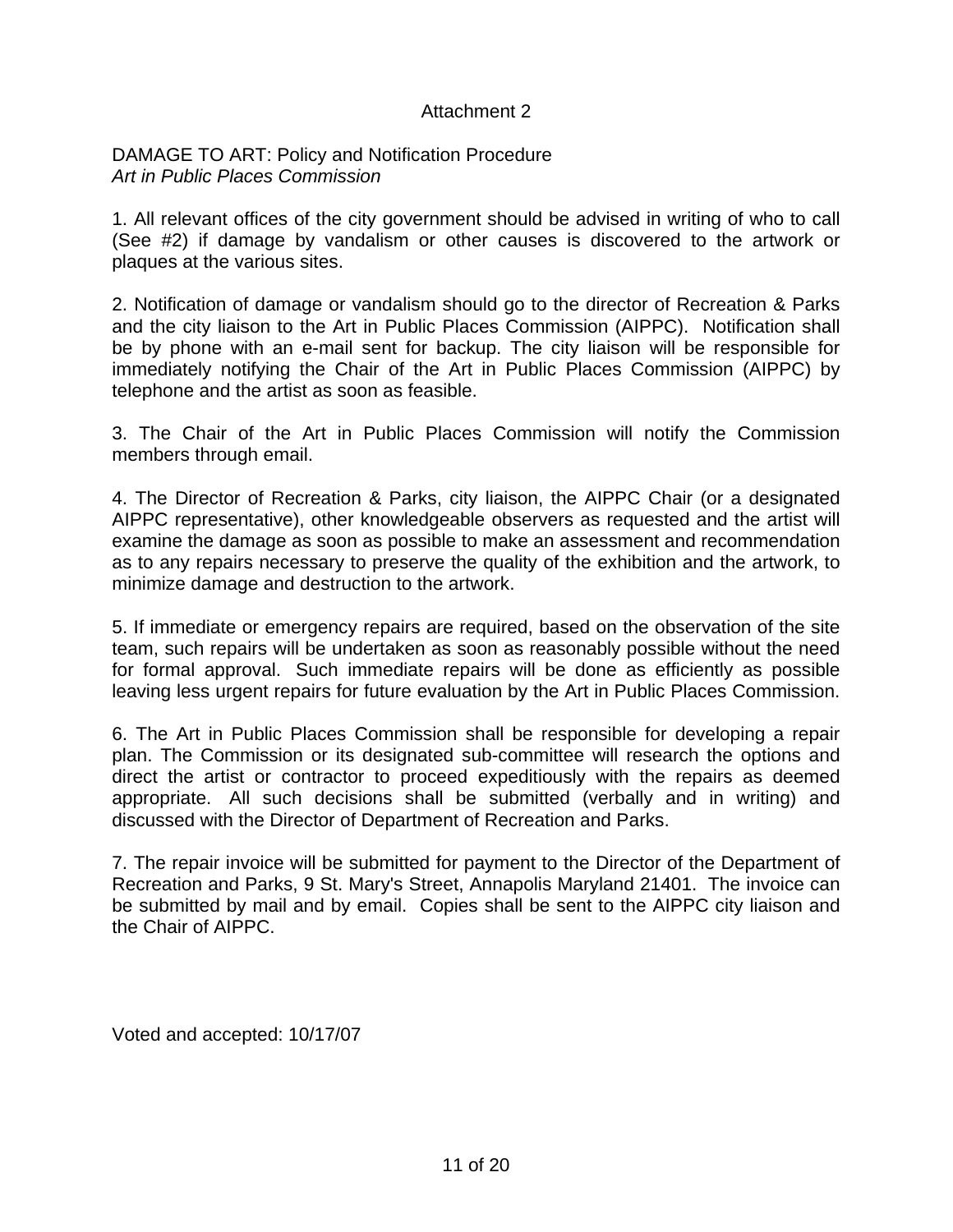Attachment 2

DAMAGE TO ART: Policy and Notification Procedure
*Art in Public Places Commission*

1. All relevant offices of the city government should be advised in writing of who to call (See #2) if damage by vandalism or other causes is discovered to the artwork or plaques at the various sites.

2. Notification of damage or vandalism should go to the director of Recreation & Parks and the city liaison to the Art in Public Places Commission (AIPPC). Notification shall be by phone with an e-mail sent for backup. The city liaison will be responsible for immediately notifying the Chair of the Art in Public Places Commission (AIPPC) by telephone and the artist as soon as feasible.

3. The Chair of the Art in Public Places Commission will notify the Commission members through email.

4. The Director of Recreation & Parks, city liaison, the AIPPC Chair (or a designated AIPPC representative), other knowledgeable observers as requested and the artist will examine the damage as soon as possible to make an assessment and recommendation as to any repairs necessary to preserve the quality of the exhibition and the artwork, to minimize damage and destruction to the artwork.

5. If immediate or emergency repairs are required, based on the observation of the site team, such repairs will be undertaken as soon as reasonably possible without the need for formal approval. Such immediate repairs will be done as efficiently as possible leaving less urgent repairs for future evaluation by the Art in Public Places Commission.

6. The Art in Public Places Commission shall be responsible for developing a repair plan. The Commission or its designated sub-committee will research the options and direct the artist or contractor to proceed expeditiously with the repairs as deemed appropriate. All such decisions shall be submitted (verbally and in writing) and discussed with the Director of Department of Recreation and Parks.

7. The repair invoice will be submitted for payment to the Director of the Department of Recreation and Parks, 9 St. Mary's Street, Annapolis Maryland 21401. The invoice can be submitted by mail and by email. Copies shall be sent to the AIPPC city liaison and the Chair of AIPPC.

Voted and accepted: 10/17/07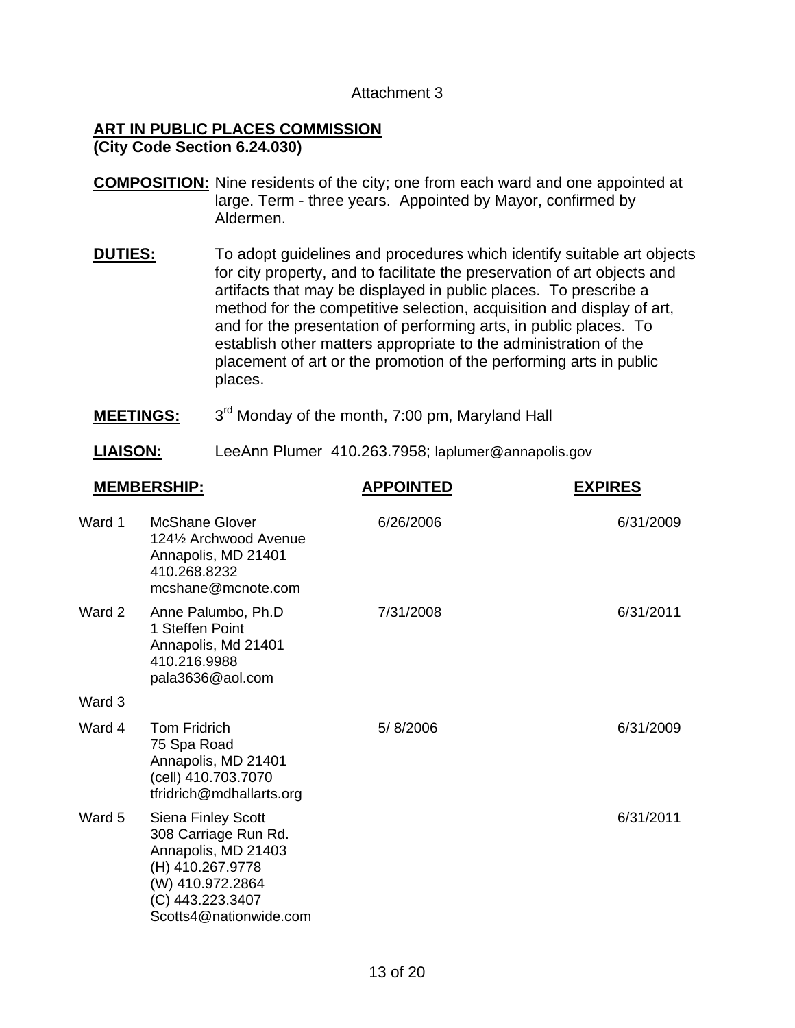Attachment 3

## ART IN PUBLIC PLACES COMMISSION
**(City Code Section 6.24.030)**

**COMPOSITION:** Nine residents of the city; one from each ward and one appointed at large. Term - three years. Appointed by Mayor, confirmed by Aldermen.

**DUTIES:** To adopt guidelines and procedures which identify suitable art objects for city property, and to facilitate the preservation of art objects and artifacts that may be displayed in public places. To prescribe a method for the competitive selection, acquisition and display of art, and for the presentation of performing arts, in public places. To establish other matters appropriate to the administration of the placement of art or the promotion of the performing arts in public places.

**MEETINGS:** 3rd Monday of the month, 7:00 pm, Maryland Hall

**LIAISON:** LeeAnn Plumer 410.263.7958; laplumer@annapolis.gov

| | MEMBERSHIP: | APPOINTED | EXPIRES |
|---|---|---|---|
| Ward 1 | McShane Glover<br>124½ Archwood Avenue<br>Annapolis, MD 21401<br>410.268.8232<br>mcshane@mcnote.com | 6/26/2006 | 6/31/2009 |
| Ward 2 | Anne Palumbo, Ph.D<br>1 Steffen Point<br>Annapolis, Md 21401<br>410.216.9988<br>pala3636@aol.com | 7/31/2008 | 6/31/2011 |
| Ward 3 | | | |
| Ward 4 | Tom Fridrich<br>75 Spa Road<br>Annapolis, MD 21401<br>(cell) 410.703.7070<br>tfridrich@mdhallarts.org | 5/ 8/2006 | 6/31/2009 |
| Ward 5 | Siena Finley Scott<br>308 Carriage Run Rd.<br>Annapolis, MD 21403<br>(H) 410.267.9778<br>(W) 410.972.2864<br>(C) 443.223.3407<br>Scotts4@nationwide.com | | 6/31/2011 |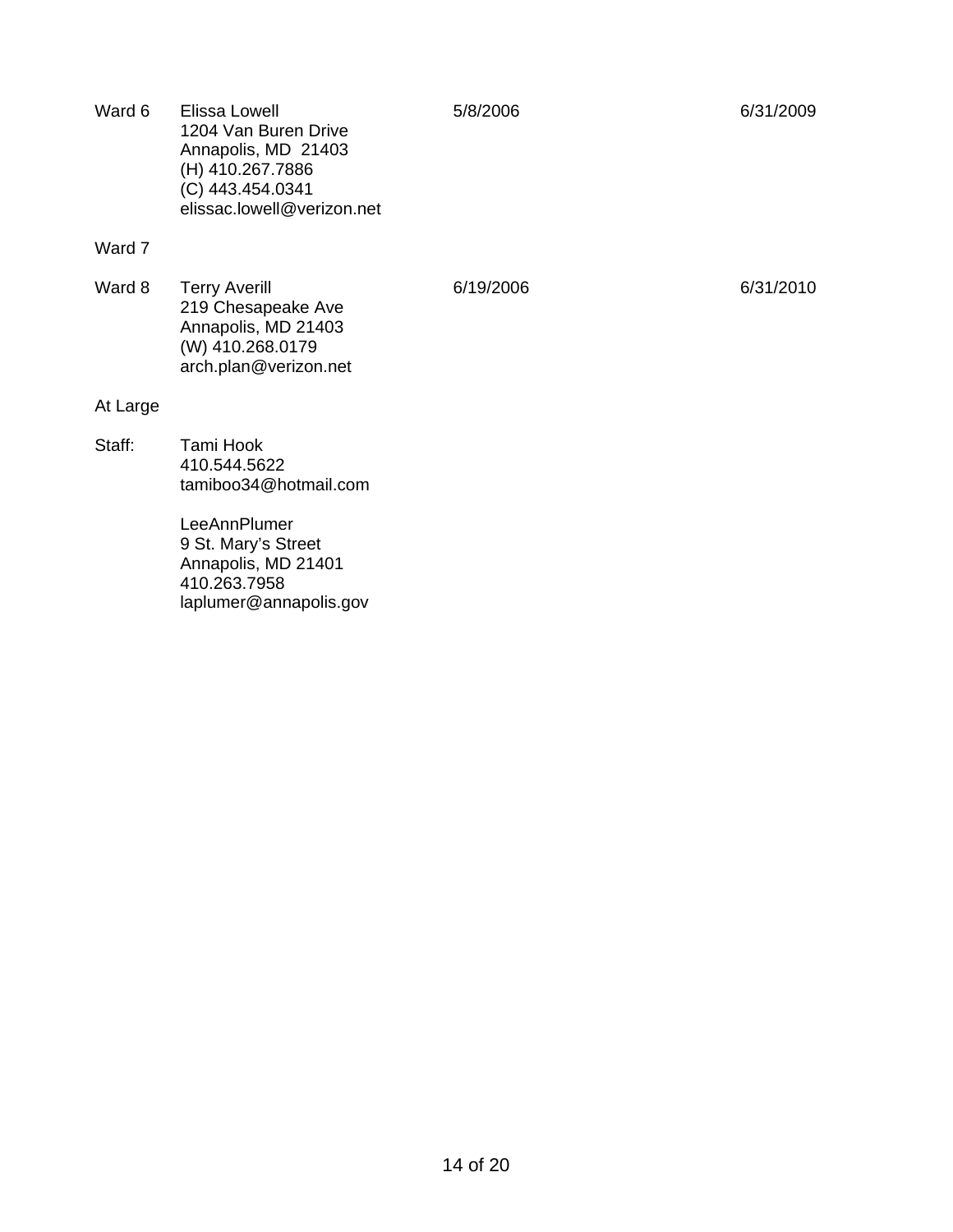| | | | |
|---|---|---|---|
| Ward 6 | Elissa Lowell<br>1204 Van Buren Drive<br>Annapolis, MD 21403<br>(H) 410.267.7886<br>(C) 443.454.0341<br>elissac.lowell@verizon.net | 5/8/2006 | 6/31/2009 |
| Ward 7 | | | |
| Ward 8 | Terry Averill<br>219 Chesapeake Ave<br>Annapolis, MD 21403<br>(W) 410.268.0179<br>arch.plan@verizon.net | 6/19/2006 | 6/31/2010 |
| At Large | | | |
| Staff: | Tami Hook<br>410.544.5622<br>tamiboo34@hotmail.com | | |
| | LeeAnnPlumer<br>9 St. Mary's Street<br>Annapolis, MD 21401<br>410.263.7958<br>laplumer@annapolis.gov | | |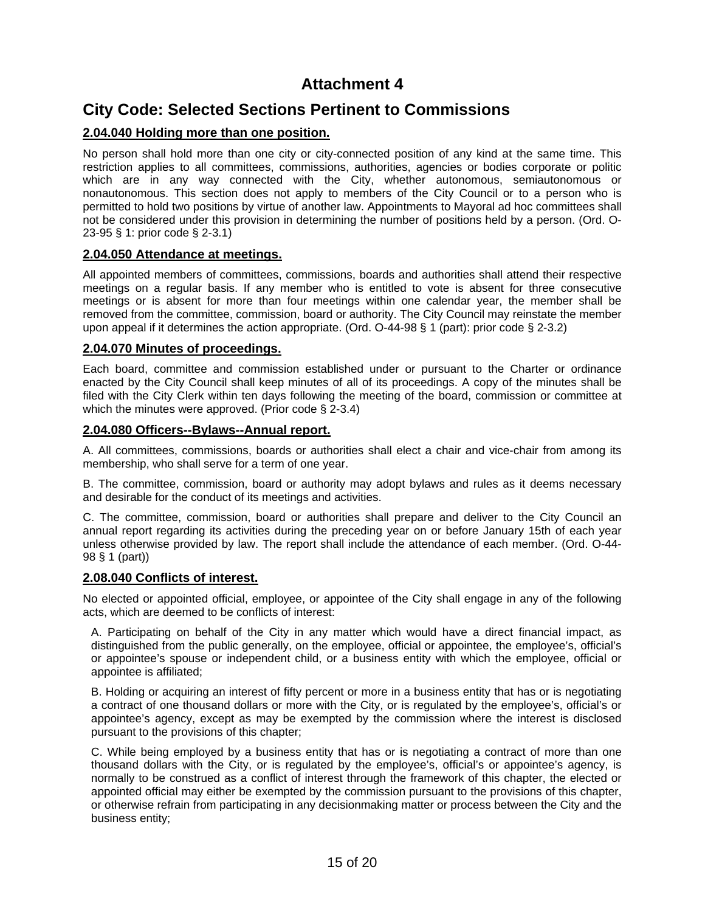# Attachment 4

## City Code: Selected Sections Pertinent to Commissions

### 2.04.040 Holding more than one position.

No person shall hold more than one city or city-connected position of any kind at the same time. This restriction applies to all committees, commissions, authorities, agencies or bodies corporate or politic which are in any way connected with the City, whether autonomous, semiautonomous or nonautonomous. This section does not apply to members of the City Council or to a person who is permitted to hold two positions by virtue of another law. Appointments to Mayoral ad hoc committees shall not be considered under this provision in determining the number of positions held by a person. (Ord. O-23-95 § 1: prior code § 2-3.1)

### 2.04.050 Attendance at meetings.

All appointed members of committees, commissions, boards and authorities shall attend their respective meetings on a regular basis. If any member who is entitled to vote is absent for three consecutive meetings or is absent for more than four meetings within one calendar year, the member shall be removed from the committee, commission, board or authority. The City Council may reinstate the member upon appeal if it determines the action appropriate. (Ord. O-44-98 § 1 (part): prior code § 2-3.2)

### 2.04.070 Minutes of proceedings.

Each board, committee and commission established under or pursuant to the Charter or ordinance enacted by the City Council shall keep minutes of all of its proceedings. A copy of the minutes shall be filed with the City Clerk within ten days following the meeting of the board, commission or committee at which the minutes were approved. (Prior code § 2-3.4)

### 2.04.080 Officers--Bylaws--Annual report.

A. All committees, commissions, boards or authorities shall elect a chair and vice-chair from among its membership, who shall serve for a term of one year.

B. The committee, commission, board or authority may adopt bylaws and rules as it deems necessary and desirable for the conduct of its meetings and activities.

C. The committee, commission, board or authorities shall prepare and deliver to the City Council an annual report regarding its activities during the preceding year on or before January 15th of each year unless otherwise provided by law. The report shall include the attendance of each member. (Ord. O-44-98 § 1 (part))

### 2.08.040 Conflicts of interest.

No elected or appointed official, employee, or appointee of the City shall engage in any of the following acts, which are deemed to be conflicts of interest:

A. Participating on behalf of the City in any matter which would have a direct financial impact, as distinguished from the public generally, on the employee, official or appointee, the employee's, official's or appointee's spouse or independent child, or a business entity with which the employee, official or appointee is affiliated;

B. Holding or acquiring an interest of fifty percent or more in a business entity that has or is negotiating a contract of one thousand dollars or more with the City, or is regulated by the employee's, official's or appointee's agency, except as may be exempted by the commission where the interest is disclosed pursuant to the provisions of this chapter;

C. While being employed by a business entity that has or is negotiating a contract of more than one thousand dollars with the City, or is regulated by the employee's, official's or appointee's agency, is normally to be construed as a conflict of interest through the framework of this chapter, the elected or appointed official may either be exempted by the commission pursuant to the provisions of this chapter, or otherwise refrain from participating in any decisionmaking matter or process between the City and the business entity;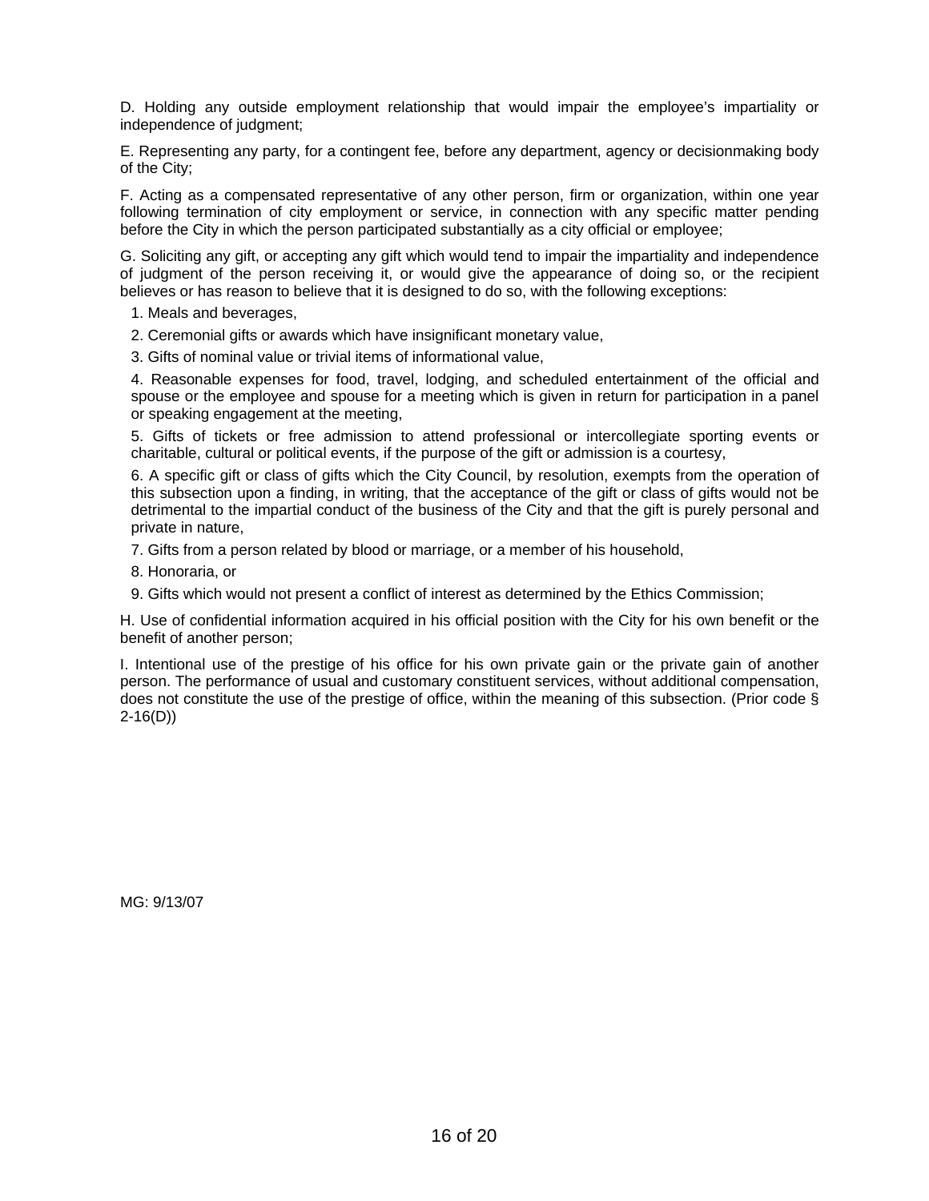D. Holding any outside employment relationship that would impair the employee's impartiality or independence of judgment;

E. Representing any party, for a contingent fee, before any department, agency or decisionmaking body of the City;

F. Acting as a compensated representative of any other person, firm or organization, within one year following termination of city employment or service, in connection with any specific matter pending before the City in which the person participated substantially as a city official or employee;

G. Soliciting any gift, or accepting any gift which would tend to impair the impartiality and independence of judgment of the person receiving it, or would give the appearance of doing so, or the recipient believes or has reason to believe that it is designed to do so, with the following exceptions:

1. Meals and beverages,
2. Ceremonial gifts or awards which have insignificant monetary value,
3. Gifts of nominal value or trivial items of informational value,
4. Reasonable expenses for food, travel, lodging, and scheduled entertainment of the official and spouse or the employee and spouse for a meeting which is given in return for participation in a panel or speaking engagement at the meeting,
5. Gifts of tickets or free admission to attend professional or intercollegiate sporting events or charitable, cultural or political events, if the purpose of the gift or admission is a courtesy,
6. A specific gift or class of gifts which the City Council, by resolution, exempts from the operation of this subsection upon a finding, in writing, that the acceptance of the gift or class of gifts would not be detrimental to the impartial conduct of the business of the City and that the gift is purely personal and private in nature,
7. Gifts from a person related by blood or marriage, or a member of his household,
8. Honoraria, or
9. Gifts which would not present a conflict of interest as determined by the Ethics Commission;

H. Use of confidential information acquired in his official position with the City for his own benefit or the benefit of another person;

I. Intentional use of the prestige of his office for his own private gain or the private gain of another person. The performance of usual and customary constituent services, without additional compensation, does not constitute the use of the prestige of office, within the meaning of this subsection. (Prior code § 2-16(D))

MG: 9/13/07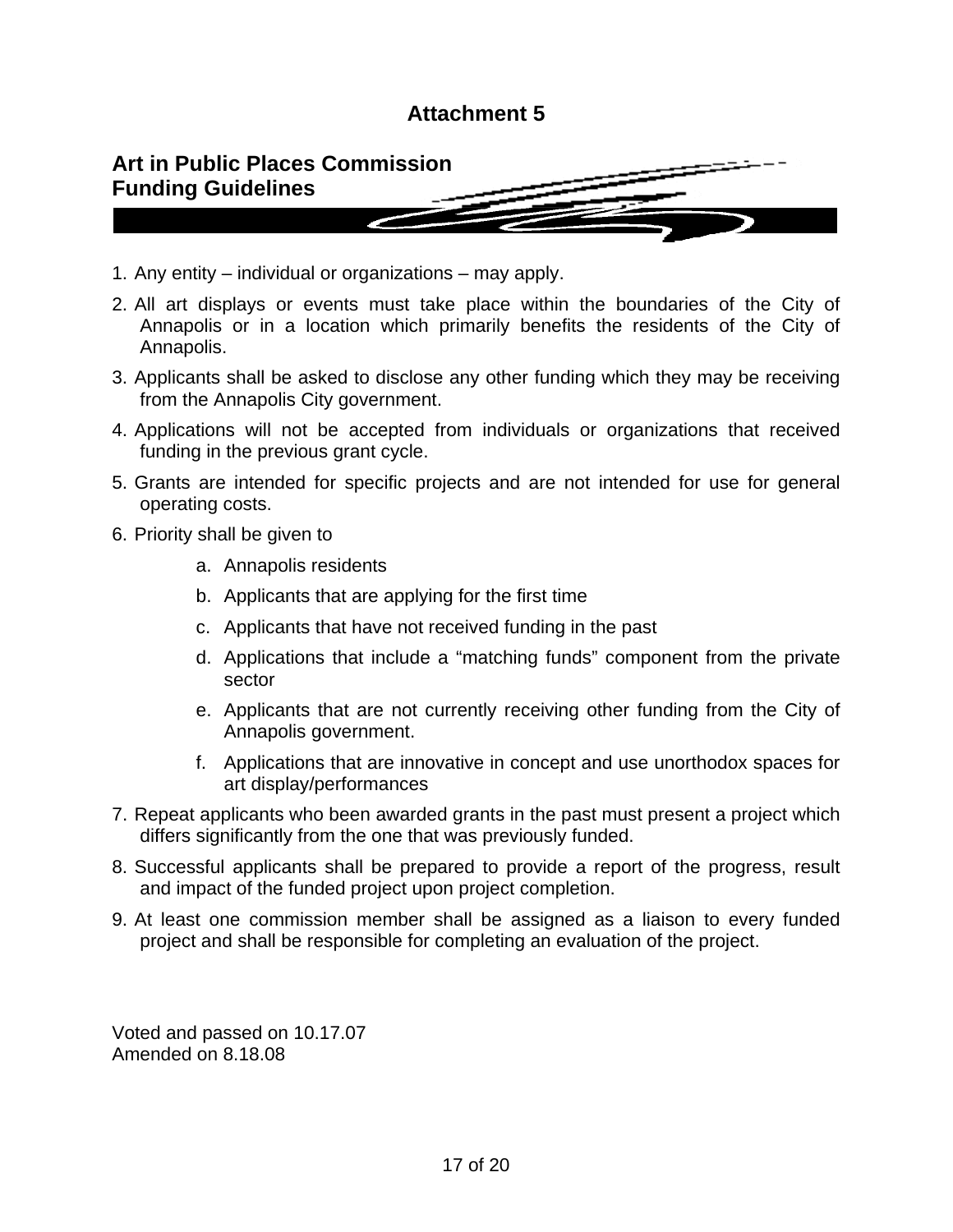# Attachment 5

## Art in Public Places Commission Funding Guidelines

1. Any entity – individual or organizations – may apply.
2. All art displays or events must take place within the boundaries of the City of Annapolis or in a location which primarily benefits the residents of the City of Annapolis.
3. Applicants shall be asked to disclose any other funding which they may be receiving from the Annapolis City government.
4. Applications will not be accepted from individuals or organizations that received funding in the previous grant cycle.
5. Grants are intended for specific projects and are not intended for use for general operating costs.
6. Priority shall be given to
   a. Annapolis residents
   b. Applicants that are applying for the first time
   c. Applicants that have not received funding in the past
   d. Applications that include a "matching funds" component from the private sector
   e. Applicants that are not currently receiving other funding from the City of Annapolis government.
   f. Applications that are innovative in concept and use unorthodox spaces for art display/performances
7. Repeat applicants who been awarded grants in the past must present a project which differs significantly from the one that was previously funded.
8. Successful applicants shall be prepared to provide a report of the progress, result and impact of the funded project upon project completion.
9. At least one commission member shall be assigned as a liaison to every funded project and shall be responsible for completing an evaluation of the project.

Voted and passed on 10.17.07
Amended on 8.18.08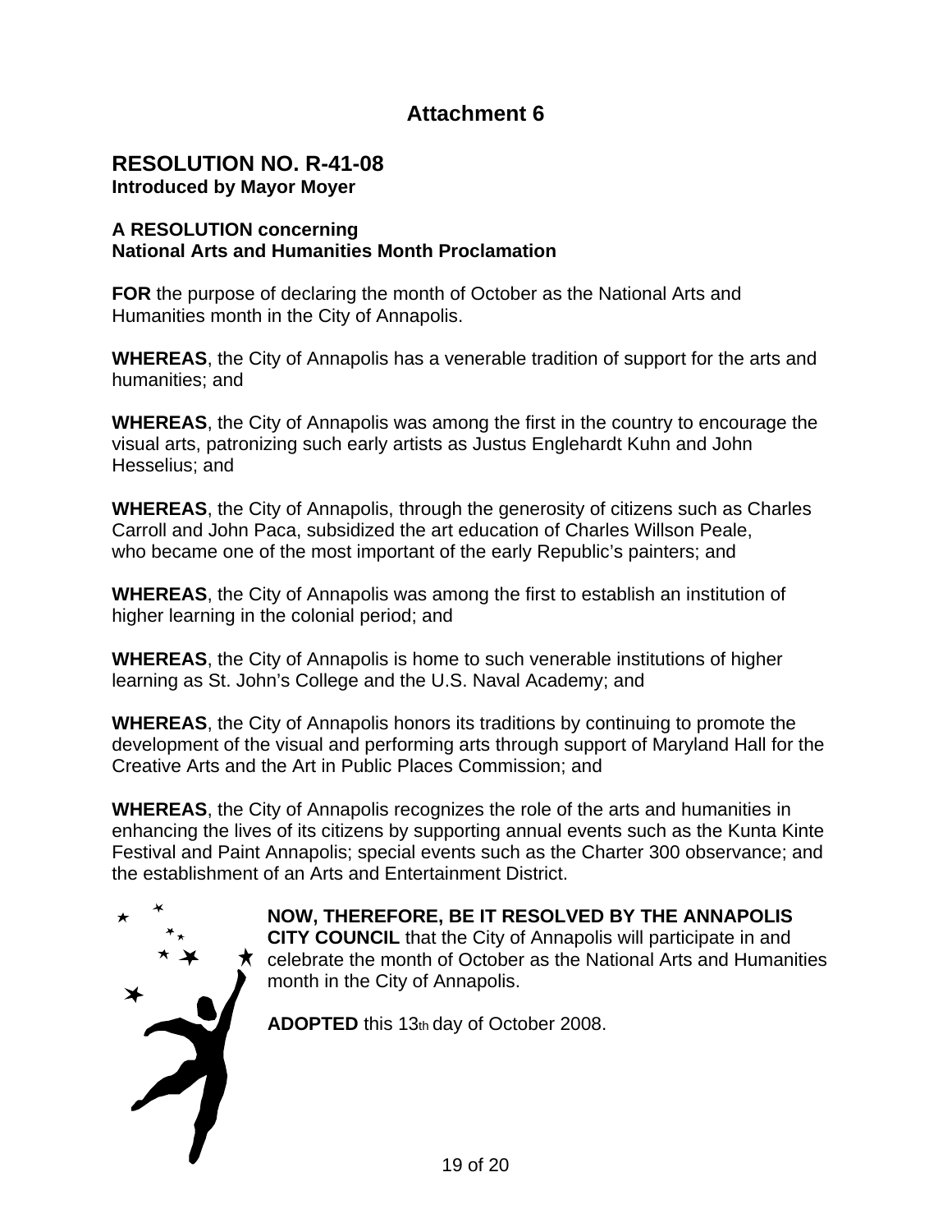# Attachment 6

## RESOLUTION NO. R-41-08

**Introduced by Mayor Moyer**

**A RESOLUTION concerning**
**National Arts and Humanities Month Proclamation**

**FOR** the purpose of declaring the month of October as the National Arts and Humanities month in the City of Annapolis.

**WHEREAS**, the City of Annapolis has a venerable tradition of support for the arts and humanities; and

**WHEREAS**, the City of Annapolis was among the first in the country to encourage the visual arts, patronizing such early artists as Justus Englehardt Kuhn and John Hesselius; and

**WHEREAS**, the City of Annapolis, through the generosity of citizens such as Charles Carroll and John Paca, subsidized the art education of Charles Willson Peale, who became one of the most important of the early Republic's painters; and

**WHEREAS**, the City of Annapolis was among the first to establish an institution of higher learning in the colonial period; and

**WHEREAS**, the City of Annapolis is home to such venerable institutions of higher learning as St. John's College and the U.S. Naval Academy; and

**WHEREAS**, the City of Annapolis honors its traditions by continuing to promote the development of the visual and performing arts through support of Maryland Hall for the Creative Arts and the Art in Public Places Commission; and

**WHEREAS**, the City of Annapolis recognizes the role of the arts and humanities in enhancing the lives of its citizens by supporting annual events such as the Kunta Kinte Festival and Paint Annapolis; special events such as the Charter 300 observance; and the establishment of an Arts and Entertainment District.

**NOW, THEREFORE, BE IT RESOLVED BY THE ANNAPOLIS CITY COUNCIL** that the City of Annapolis will participate in and celebrate the month of October as the National Arts and Humanities month in the City of Annapolis.

**ADOPTED** this 13th day of October 2008.